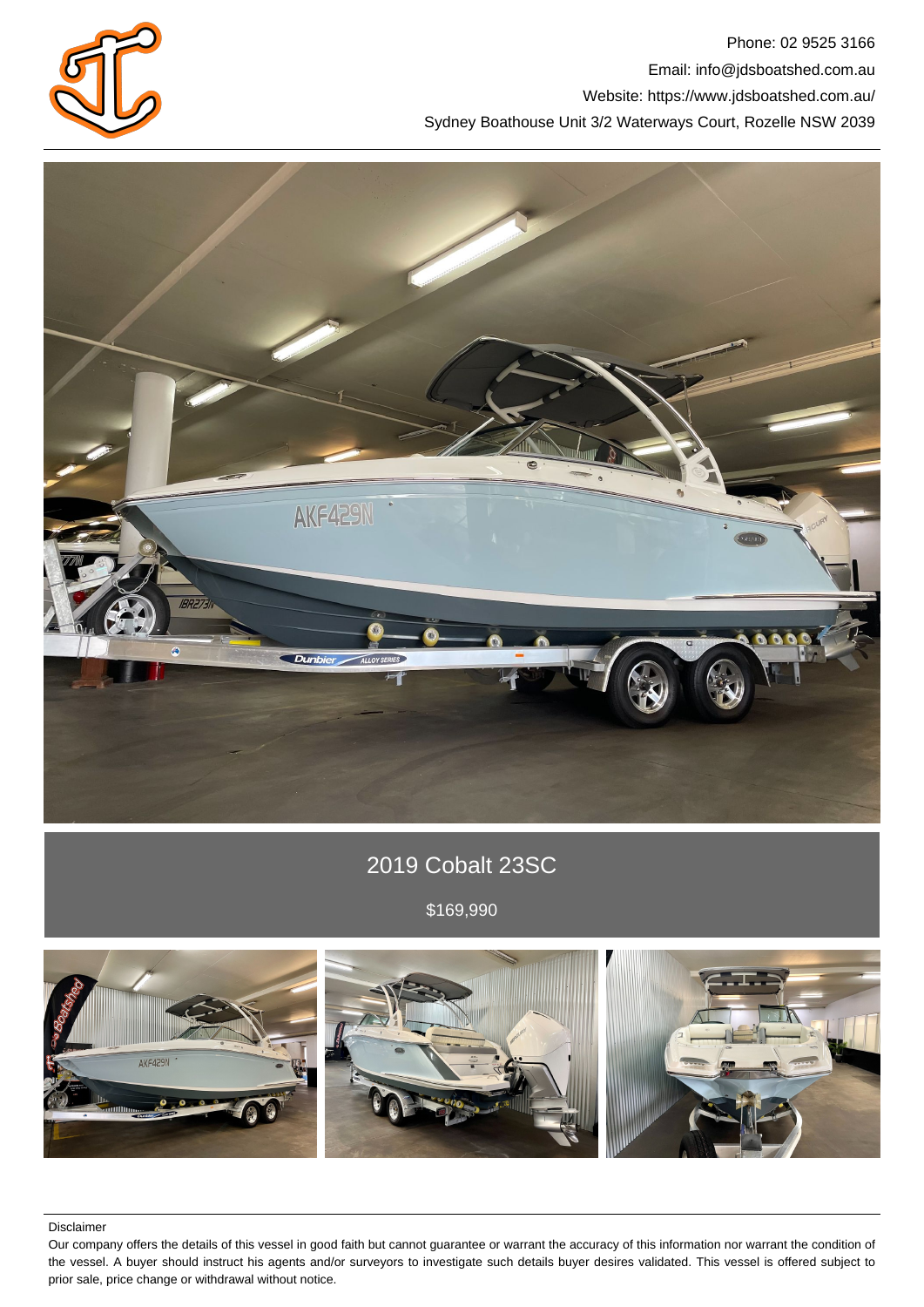Phone: 02 9525 3166

Email: info@jdsboatshed.com.au

Website: https://www.jdsboatshed.com.au/

Sydney Boathouse Unit 3/2 Waterways Court, Rozelle NSW 2039

# 2019 Cobalt 23SC

$169,990

Disclaimer

Our company offers the details of this vessel in good faith but cannot guarantee or warrant the accuracy of this information nor warrant the condition of the vessel. A buyer should instruct his agents and/or surveyors to investigate such details buyer desires validated. This vessel is offered subject to prior sale, price change or withdrawal without notice.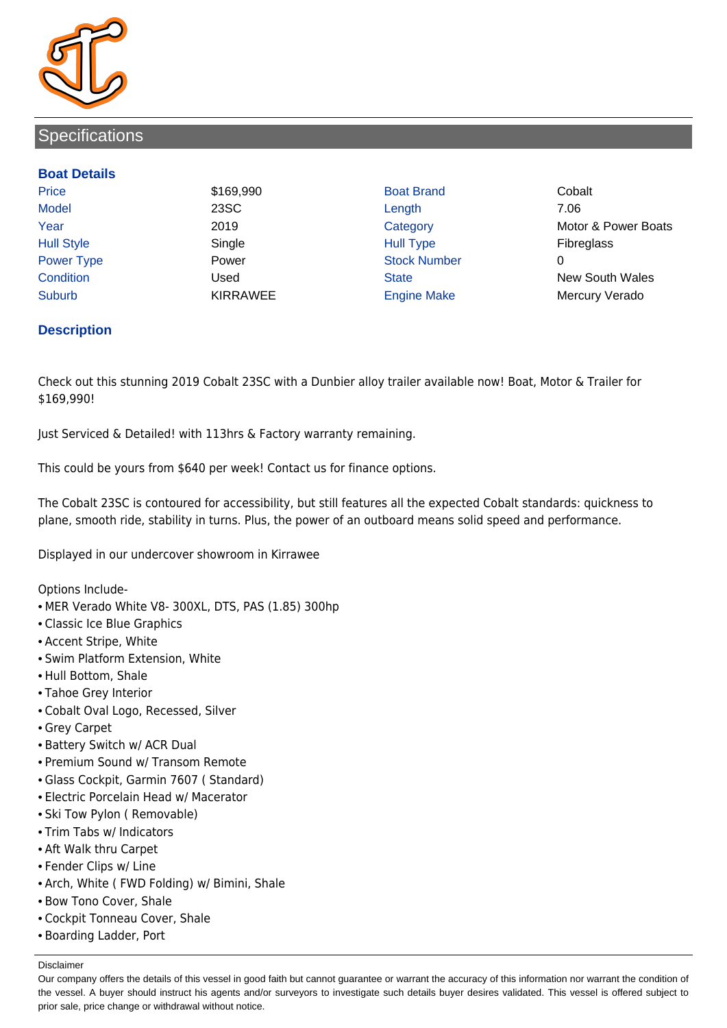## Specifications

### Boat Details

| | | | |
|---|---|---|---|
| Price | $169,990 | Boat Brand | Cobalt |
| Model | 23SC | Length | 7.06 |
| Year | 2019 | Category | Motor & Power Boats |
| Hull Style | Single | Hull Type | Fibreglass |
| Power Type | Power | Stock Number | 0 |
| Condition | Used | State | New South Wales |
| Suburb | KIRRAWEE | Engine Make | Mercury Verado |

### Description

Check out this stunning 2019 Cobalt 23SC with a Dunbier alloy trailer available now! Boat, Motor & Trailer for $169,990!

Just Serviced & Detailed! with 113hrs & Factory warranty remaining.

This could be yours from $640 per week! Contact us for finance options.

The Cobalt 23SC is contoured for accessibility, but still features all the expected Cobalt standards: quickness to plane, smooth ride, stability in turns. Plus, the power of an outboard means solid speed and performance.

Displayed in our undercover showroom in Kirrawee

Options Include-

- MER Verado White V8- 300XL, DTS, PAS (1.85) 300hp
- Classic Ice Blue Graphics
- Accent Stripe, White
- Swim Platform Extension, White
- Hull Bottom, Shale
- Tahoe Grey Interior
- Cobalt Oval Logo, Recessed, Silver
- Grey Carpet
- Battery Switch w/ ACR Dual
- Premium Sound w/ Transom Remote
- Glass Cockpit, Garmin 7607 ( Standard)
- Electric Porcelain Head w/ Macerator
- Ski Tow Pylon ( Removable)
- Trim Tabs w/ Indicators
- Aft Walk thru Carpet
- Fender Clips w/ Line
- Arch, White ( FWD Folding) w/ Bimini, Shale
- Bow Tono Cover, Shale
- Cockpit Tonneau Cover, Shale
- Boarding Ladder, Port

Disclaimer

Our company offers the details of this vessel in good faith but cannot guarantee or warrant the accuracy of this information nor warrant the condition of the vessel. A buyer should instruct his agents and/or surveyors to investigate such details buyer desires validated. This vessel is offered subject to prior sale, price change or withdrawal without notice.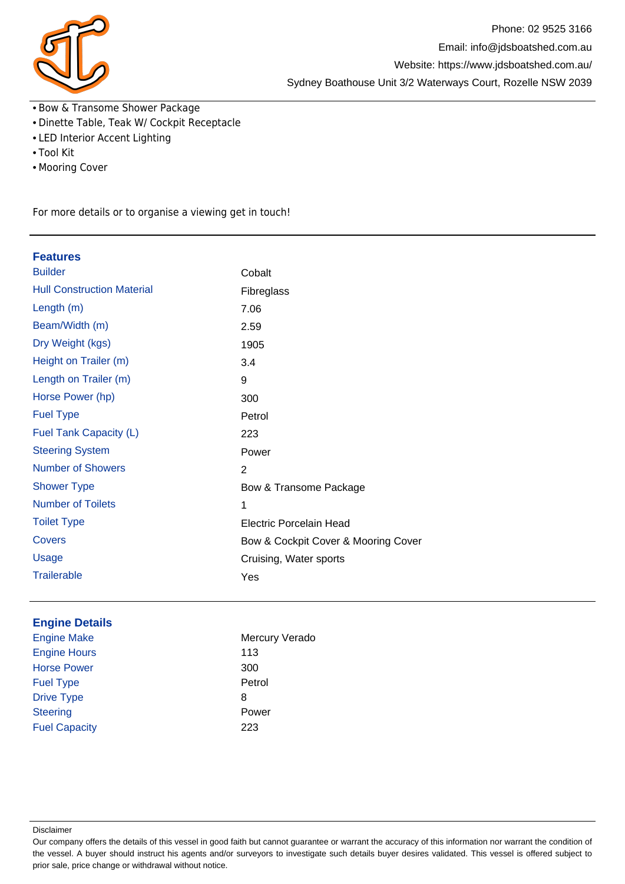- Bow & Transome Shower Package
- Dinette Table, Teak W/ Cockpit Receptacle
- LED Interior Accent Lighting
- Tool Kit
- Mooring Cover

For more details or to organise a viewing get in touch!

## Features

| | |
|---|---|
| Builder | Cobalt |
| Hull Construction Material | Fibreglass |
| Length (m) | 7.06 |
| Beam/Width (m) | 2.59 |
| Dry Weight (kgs) | 1905 |
| Height on Trailer (m) | 3.4 |
| Length on Trailer (m) | 9 |
| Horse Power (hp) | 300 |
| Fuel Type | Petrol |
| Fuel Tank Capacity (L) | 223 |
| Steering System | Power |
| Number of Showers | 2 |
| Shower Type | Bow & Transome Package |
| Number of Toilets | 1 |
| Toilet Type | Electric Porcelain Head |
| Covers | Bow & Cockpit Cover & Mooring Cover |
| Usage | Cruising, Water sports |
| Trailerable | Yes |

## Engine Details

| | |
|---|---|
| Engine Make | Mercury Verado |
| Engine Hours | 113 |
| Horse Power | 300 |
| Fuel Type | Petrol |
| Drive Type | 8 |
| Steering | Power |
| Fuel Capacity | 223 |

Disclaimer

Our company offers the details of this vessel in good faith but cannot guarantee or warrant the accuracy of this information nor warrant the condition of the vessel. A buyer should instruct his agents and/or surveyors to investigate such details buyer desires validated. This vessel is offered subject to prior sale, price change or withdrawal without notice.